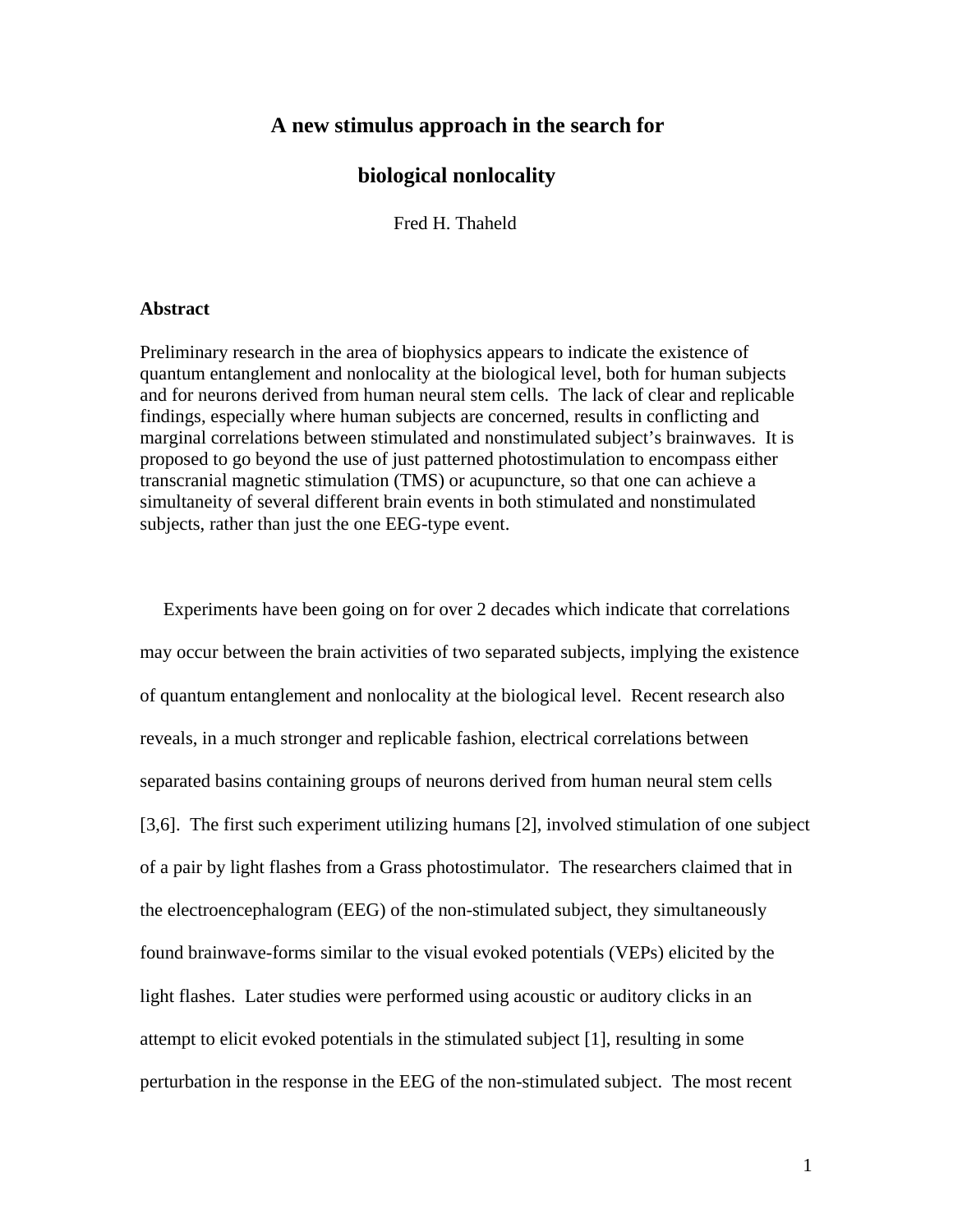# A new stimulus approach in the search for biological nonlocality

Fred H. Thaheld

## Abstract

Preliminary research in the area of biophysics appears to indicate the existence of quantum entanglement and nonlocality at the biological level, both for human subjects and for neurons derived from human neural stem cells. The lack of clear and replicable findings, especially where human subjects are concerned, results in conflicting and marginal correlations between stimulated and nonstimulated subject's brainwaves. It is proposed to go beyond the use of just patterned photostimulation to encompass either transcranial magnetic stimulation (TMS) or acupuncture, so that one can achieve a simultaneity of several different brain events in both stimulated and nonstimulated subjects, rather than just the one EEG-type event.

Experiments have been going on for over 2 decades which indicate that correlations may occur between the brain activities of two separated subjects, implying the existence of quantum entanglement and nonlocality at the biological level. Recent research also reveals, in a much stronger and replicable fashion, electrical correlations between separated basins containing groups of neurons derived from human neural stem cells [3,6]. The first such experiment utilizing humans [2], involved stimulation of one subject of a pair by light flashes from a Grass photostimulator. The researchers claimed that in the electroencephalogram (EEG) of the non-stimulated subject, they simultaneously found brainwave-forms similar to the visual evoked potentials (VEPs) elicited by the light flashes. Later studies were performed using acoustic or auditory clicks in an attempt to elicit evoked potentials in the stimulated subject [1], resulting in some perturbation in the response in the EEG of the non-stimulated subject. The most recent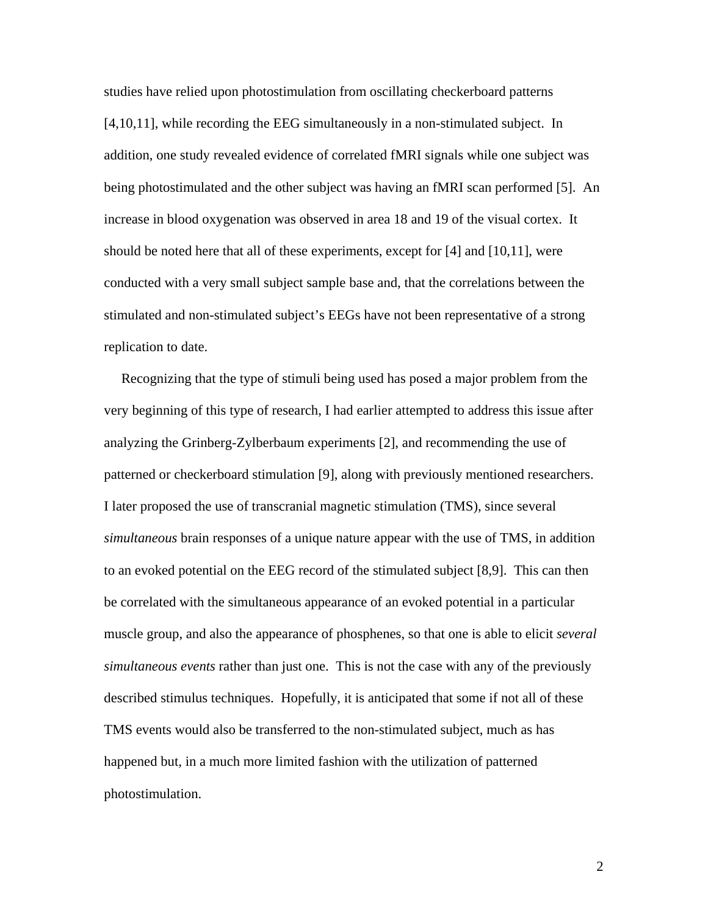studies have relied upon photostimulation from oscillating checkerboard patterns [4,10,11], while recording the EEG simultaneously in a non-stimulated subject. In addition, one study revealed evidence of correlated fMRI signals while one subject was being photostimulated and the other subject was having an fMRI scan performed [5]. An increase in blood oxygenation was observed in area 18 and 19 of the visual cortex. It should be noted here that all of these experiments, except for [4] and [10,11], were conducted with a very small subject sample base and, that the correlations between the stimulated and non-stimulated subject's EEGs have not been representative of a strong replication to date.

Recognizing that the type of stimuli being used has posed a major problem from the very beginning of this type of research, I had earlier attempted to address this issue after analyzing the Grinberg-Zylberbaum experiments [2], and recommending the use of patterned or checkerboard stimulation [9], along with previously mentioned researchers. I later proposed the use of transcranial magnetic stimulation (TMS), since several *simultaneous* brain responses of a unique nature appear with the use of TMS, in addition to an evoked potential on the EEG record of the stimulated subject [8,9]. This can then be correlated with the simultaneous appearance of an evoked potential in a particular muscle group, and also the appearance of phosphenes, so that one is able to elicit *several simultaneous events* rather than just one. This is not the case with any of the previously described stimulus techniques. Hopefully, it is anticipated that some if not all of these TMS events would also be transferred to the non-stimulated subject, much as has happened but, in a much more limited fashion with the utilization of patterned photostimulation.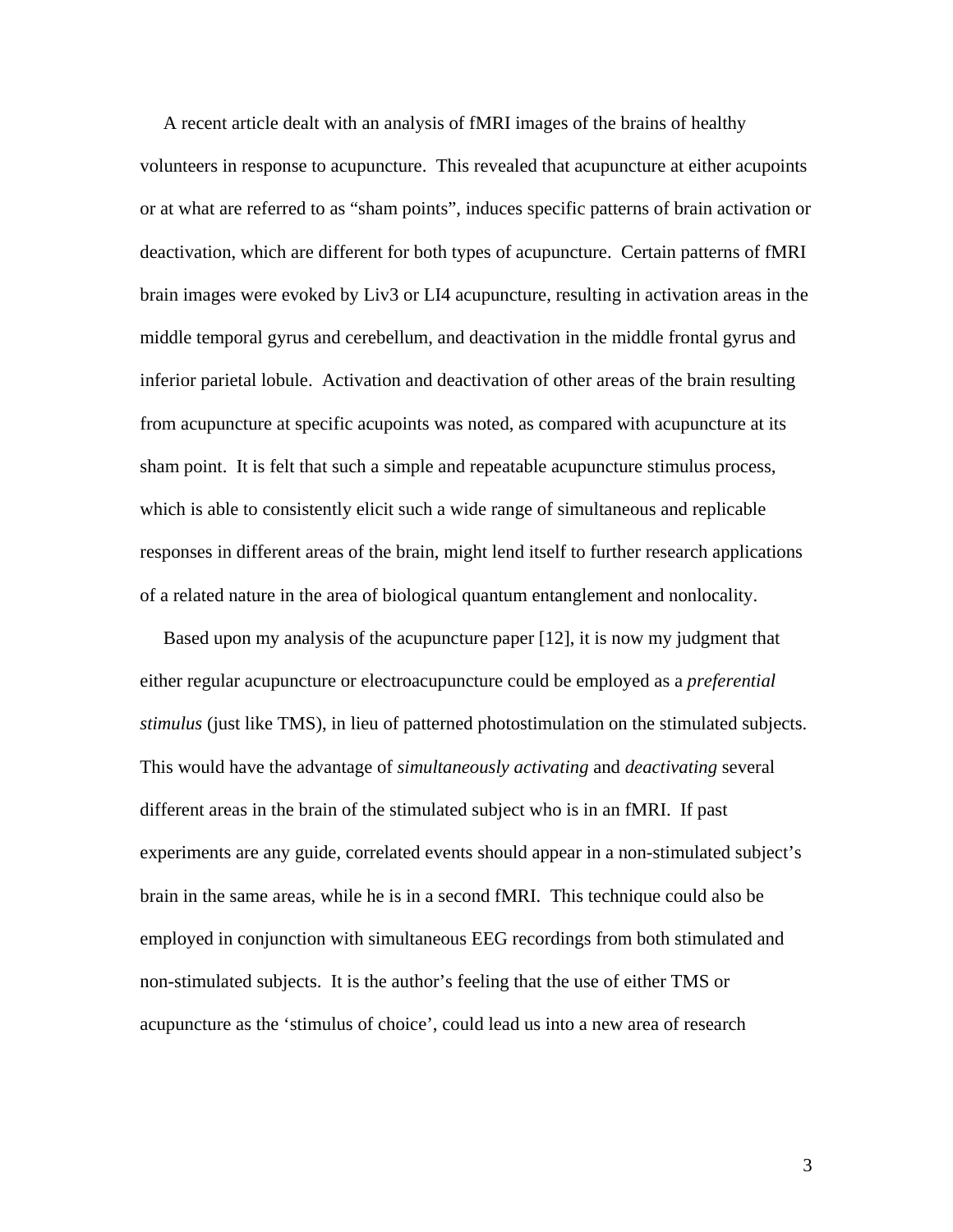A recent article dealt with an analysis of fMRI images of the brains of healthy volunteers in response to acupuncture. This revealed that acupuncture at either acupoints or at what are referred to as "sham points", induces specific patterns of brain activation or deactivation, which are different for both types of acupuncture. Certain patterns of fMRI brain images were evoked by Liv3 or LI4 acupuncture, resulting in activation areas in the middle temporal gyrus and cerebellum, and deactivation in the middle frontal gyrus and inferior parietal lobule. Activation and deactivation of other areas of the brain resulting from acupuncture at specific acupoints was noted, as compared with acupuncture at its sham point. It is felt that such a simple and repeatable acupuncture stimulus process, which is able to consistently elicit such a wide range of simultaneous and replicable responses in different areas of the brain, might lend itself to further research applications of a related nature in the area of biological quantum entanglement and nonlocality.

Based upon my analysis of the acupuncture paper [12], it is now my judgment that either regular acupuncture or electroacupuncture could be employed as a *preferential stimulus* (just like TMS), in lieu of patterned photostimulation on the stimulated subjects. This would have the advantage of *simultaneously activating* and *deactivating* several different areas in the brain of the stimulated subject who is in an fMRI. If past experiments are any guide, correlated events should appear in a non-stimulated subject's brain in the same areas, while he is in a second fMRI. This technique could also be employed in conjunction with simultaneous EEG recordings from both stimulated and non-stimulated subjects. It is the author's feeling that the use of either TMS or acupuncture as the 'stimulus of choice', could lead us into a new area of research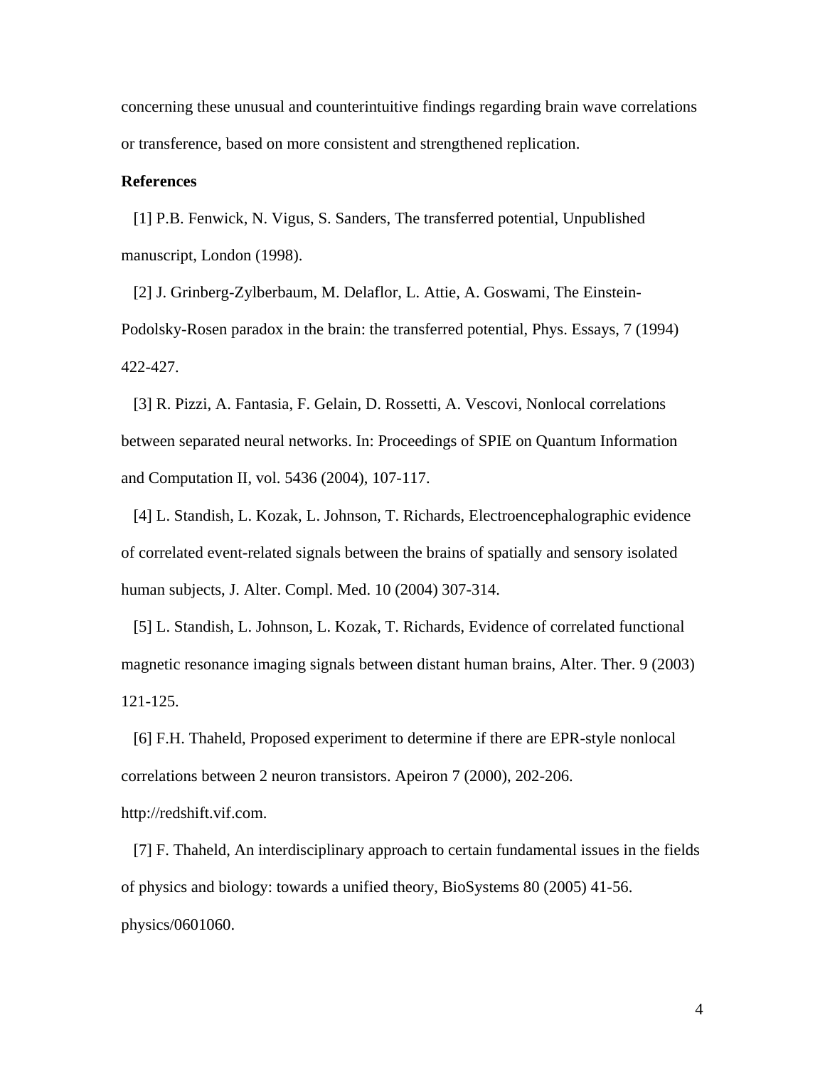concerning these unusual and counterintuitive findings regarding brain wave correlations or transference, based on more consistent and strengthened replication.

**References**

[1] P.B. Fenwick, N. Vigus, S. Sanders, The transferred potential, Unpublished manuscript, London (1998).

[2] J. Grinberg-Zylberbaum, M. Delaflor, L. Attie, A. Goswami, The Einstein-Podolsky-Rosen paradox in the brain: the transferred potential, Phys. Essays, 7 (1994) 422-427.

[3] R. Pizzi, A. Fantasia, F. Gelain, D. Rossetti, A. Vescovi, Nonlocal correlations between separated neural networks. In: Proceedings of SPIE on Quantum Information and Computation II, vol. 5436 (2004), 107-117.

[4] L. Standish, L. Kozak, L. Johnson, T. Richards, Electroencephalographic evidence of correlated event-related signals between the brains of spatially and sensory isolated human subjects, J. Alter. Compl. Med. 10 (2004) 307-314.

[5] L. Standish, L. Johnson, L. Kozak, T. Richards, Evidence of correlated functional magnetic resonance imaging signals between distant human brains, Alter. Ther. 9 (2003) 121-125.

[6] F.H. Thaheld, Proposed experiment to determine if there are EPR-style nonlocal correlations between 2 neuron transistors. Apeiron 7 (2000), 202-206. http://redshift.vif.com.

[7] F. Thaheld, An interdisciplinary approach to certain fundamental issues in the fields of physics and biology: towards a unified theory, BioSystems 80 (2005) 41-56. physics/0601060.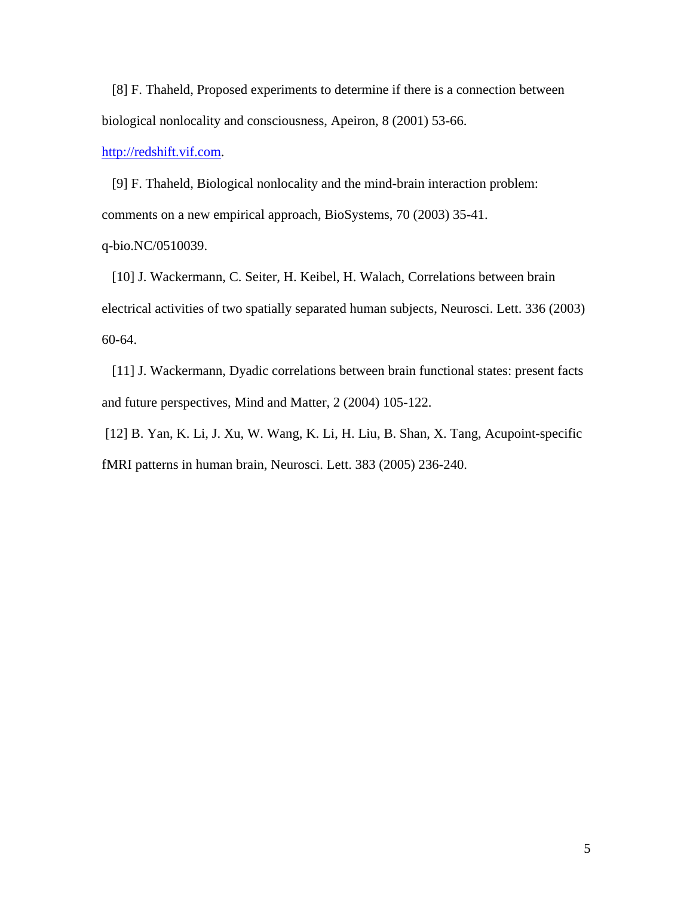[8] F. Thaheld, Proposed experiments to determine if there is a connection between biological nonlocality and consciousness, Apeiron, 8 (2001) 53-66. http://redshift.vif.com.

[9] F. Thaheld, Biological nonlocality and the mind-brain interaction problem: comments on a new empirical approach, BioSystems, 70 (2003) 35-41. q-bio.NC/0510039.

[10] J. Wackermann, C. Seiter, H. Keibel, H. Walach, Correlations between brain electrical activities of two spatially separated human subjects, Neurosci. Lett. 336 (2003) 60-64.

[11] J. Wackermann, Dyadic correlations between brain functional states: present facts and future perspectives, Mind and Matter, 2 (2004) 105-122.

[12] B. Yan, K. Li, J. Xu, W. Wang, K. Li, H. Liu, B. Shan, X. Tang, Acupoint-specific fMRI patterns in human brain, Neurosci. Lett. 383 (2005) 236-240.